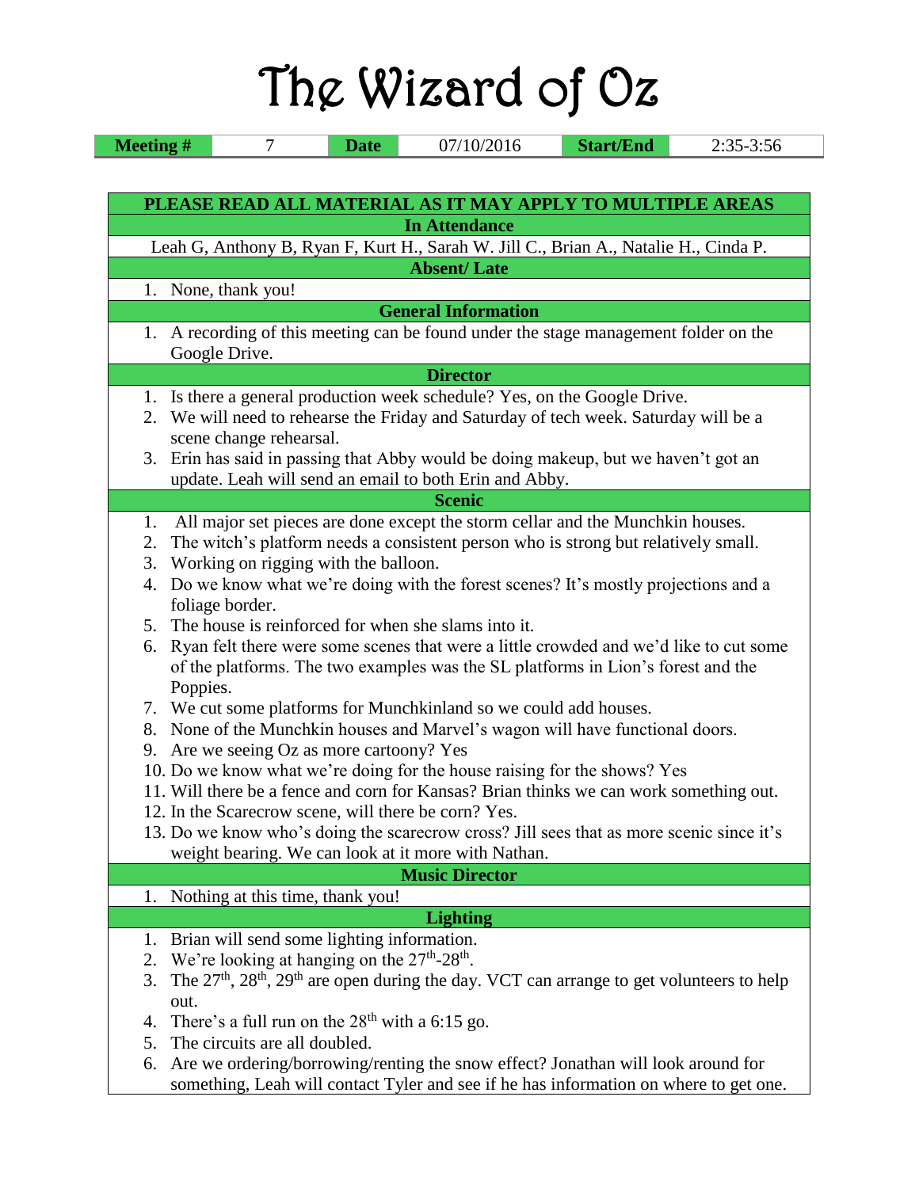# The Wizard of Oz

| Meeting # | 7 | Date | 07/10/2016 | Start/End | 2:35-3:56 |
|---|---|---|---|---|---|

**PLEASE READ ALL MATERIAL AS IT MAY APPLY TO MULTIPLE AREAS**

## In Attendance

Leah G, Anthony B, Ryan F, Kurt H., Sarah W. Jill C., Brian A., Natalie H., Cinda P.

## Absent/ Late

1. None, thank you!

## General Information

1. A recording of this meeting can be found under the stage management folder on the Google Drive.

## Director

1. Is there a general production week schedule? Yes, on the Google Drive.
2. We will need to rehearse the Friday and Saturday of tech week. Saturday will be a scene change rehearsal.
3. Erin has said in passing that Abby would be doing makeup, but we haven't got an update. Leah will send an email to both Erin and Abby.

## Scenic

1. All major set pieces are done except the storm cellar and the Munchkin houses.
2. The witch's platform needs a consistent person who is strong but relatively small.
3. Working on rigging with the balloon.
4. Do we know what we're doing with the forest scenes? It's mostly projections and a foliage border.
5. The house is reinforced for when she slams into it.
6. Ryan felt there were some scenes that were a little crowded and we'd like to cut some of the platforms. The two examples was the SL platforms in Lion's forest and the Poppies.
7. We cut some platforms for Munchkinland so we could add houses.
8. None of the Munchkin houses and Marvel's wagon will have functional doors.
9. Are we seeing Oz as more cartoony? Yes
10. Do we know what we're doing for the house raising for the shows? Yes
11. Will there be a fence and corn for Kansas? Brian thinks we can work something out.
12. In the Scarecrow scene, will there be corn? Yes.
13. Do we know who's doing the scarecrow cross? Jill sees that as more scenic since it's weight bearing. We can look at it more with Nathan.

## Music Director

1. Nothing at this time, thank you!

## Lighting

1. Brian will send some lighting information.
2. We're looking at hanging on the 27th-28th.
3. The 27th, 28th, 29th are open during the day. VCT can arrange to get volunteers to help out.
4. There's a full run on the 28th with a 6:15 go.
5. The circuits are all doubled.
6. Are we ordering/borrowing/renting the snow effect? Jonathan will look around for something, Leah will contact Tyler and see if he has information on where to get one.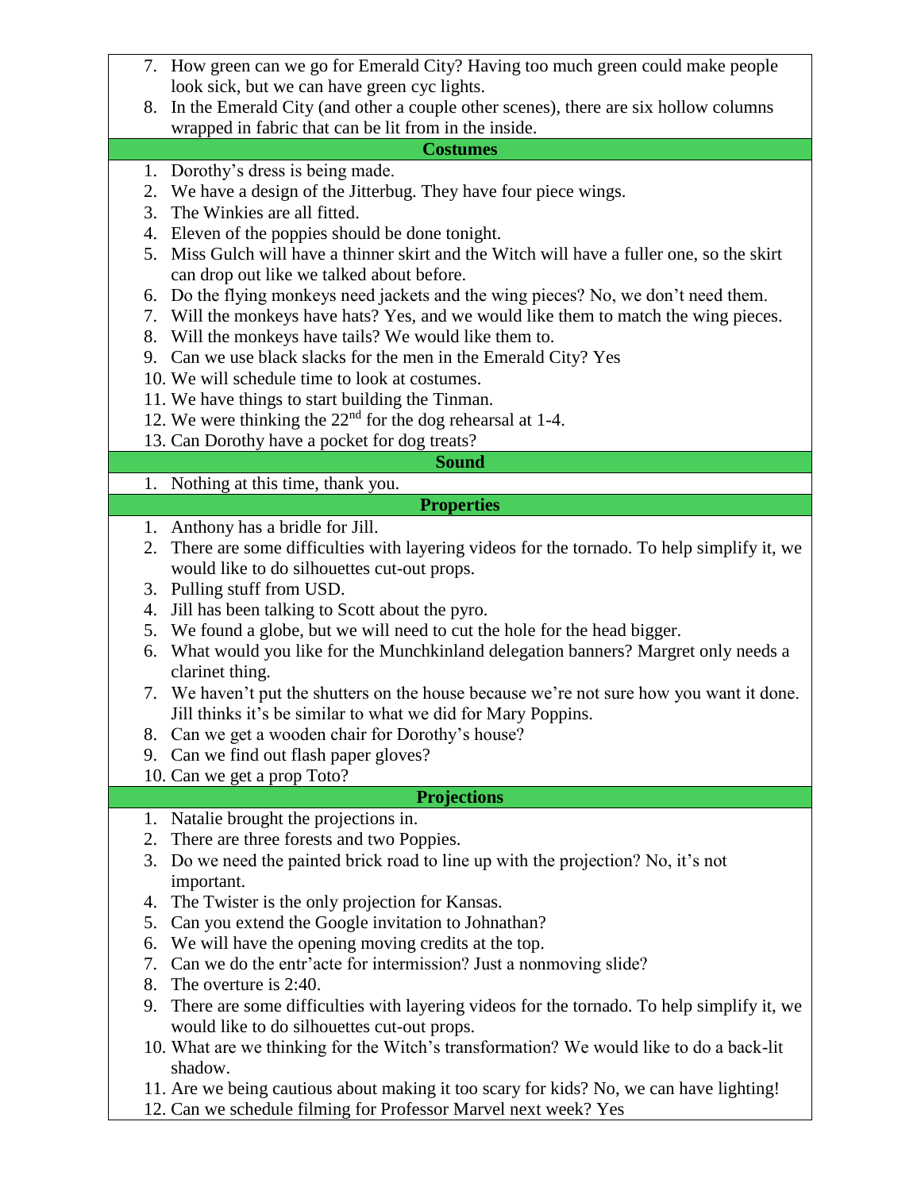7. How green can we go for Emerald City? Having too much green could make people look sick, but we can have green cyc lights.
8. In the Emerald City (and other a couple other scenes), there are six hollow columns wrapped in fabric that can be lit from in the inside.

## Costumes

1. Dorothy's dress is being made.
2. We have a design of the Jitterbug. They have four piece wings.
3. The Winkies are all fitted.
4. Eleven of the poppies should be done tonight.
5. Miss Gulch will have a thinner skirt and the Witch will have a fuller one, so the skirt can drop out like we talked about before.
6. Do the flying monkeys need jackets and the wing pieces? No, we don't need them.
7. Will the monkeys have hats? Yes, and we would like them to match the wing pieces.
8. Will the monkeys have tails? We would like them to.
9. Can we use black slacks for the men in the Emerald City? Yes
10. We will schedule time to look at costumes.
11. We have things to start building the Tinman.
12. We were thinking the 22nd for the dog rehearsal at 1-4.
13. Can Dorothy have a pocket for dog treats?

## Sound

1. Nothing at this time, thank you.

## Properties

1. Anthony has a bridle for Jill.
2. There are some difficulties with layering videos for the tornado. To help simplify it, we would like to do silhouettes cut-out props.
3. Pulling stuff from USD.
4. Jill has been talking to Scott about the pyro.
5. We found a globe, but we will need to cut the hole for the head bigger.
6. What would you like for the Munchkinland delegation banners? Margret only needs a clarinet thing.
7. We haven't put the shutters on the house because we're not sure how you want it done. Jill thinks it's be similar to what we did for Mary Poppins.
8. Can we get a wooden chair for Dorothy's house?
9. Can we find out flash paper gloves?
10. Can we get a prop Toto?

## Projections

1. Natalie brought the projections in.
2. There are three forests and two Poppies.
3. Do we need the painted brick road to line up with the projection? No, it's not important.
4. The Twister is the only projection for Kansas.
5. Can you extend the Google invitation to Johnathan?
6. We will have the opening moving credits at the top.
7. Can we do the entr'acte for intermission? Just a nonmoving slide?
8. The overture is 2:40.
9. There are some difficulties with layering videos for the tornado. To help simplify it, we would like to do silhouettes cut-out props.
10. What are we thinking for the Witch's transformation? We would like to do a back-lit shadow.
11. Are we being cautious about making it too scary for kids? No, we can have lighting!
12. Can we schedule filming for Professor Marvel next week? Yes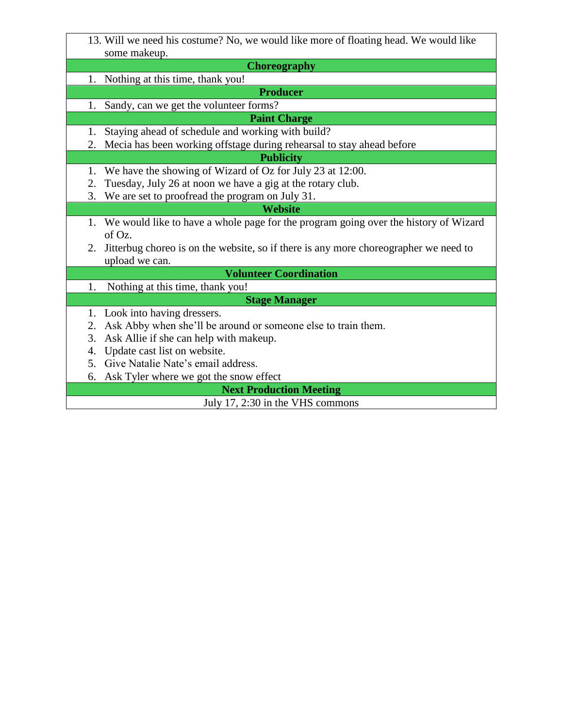13. Will we need his costume? No, we would like more of floating head. We would like some makeup.

**Choreography**

1. Nothing at this time, thank you!

**Producer**

1. Sandy, can we get the volunteer forms?

**Paint Charge**

1. Staying ahead of schedule and working with build?
2. Mecia has been working offstage during rehearsal to stay ahead before

**Publicity**

1. We have the showing of Wizard of Oz for July 23 at 12:00.
2. Tuesday, July 26 at noon we have a gig at the rotary club.
3. We are set to proofread the program on July 31.

**Website**

1. We would like to have a whole page for the program going over the history of Wizard of Oz.
2. Jitterbug choreo is on the website, so if there is any more choreographer we need to upload we can.

**Volunteer Coordination**

1. Nothing at this time, thank you!

**Stage Manager**

1. Look into having dressers.
2. Ask Abby when she'll be around or someone else to train them.
3. Ask Allie if she can help with makeup.
4. Update cast list on website.
5. Give Natalie Nate's email address.
6. Ask Tyler where we got the snow effect

**Next Production Meeting**

July 17, 2:30 in the VHS commons